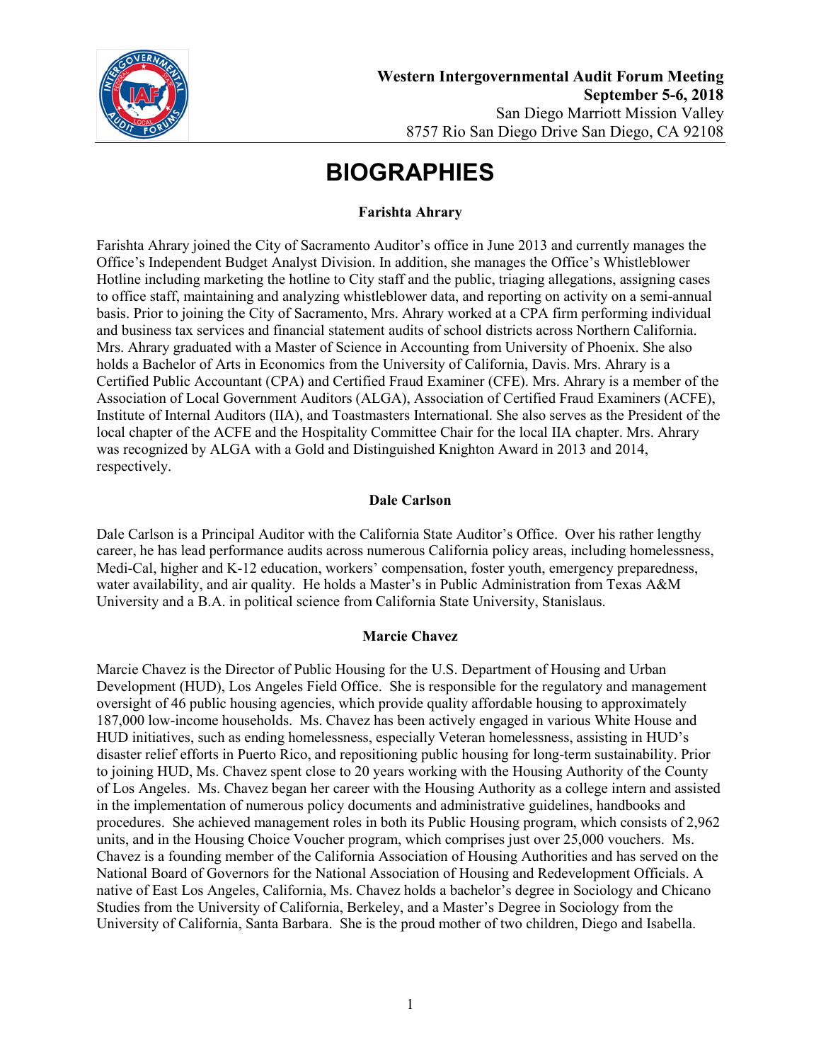**Western Intergovernmental Audit Forum Meeting**
**September 5-6, 2018**
San Diego Marriott Mission Valley
8757 Rio San Diego Drive San Diego, CA 92108

# BIOGRAPHIES

### Farishta Ahrary

Farishta Ahrary joined the City of Sacramento Auditor's office in June 2013 and currently manages the Office's Independent Budget Analyst Division. In addition, she manages the Office's Whistleblower Hotline including marketing the hotline to City staff and the public, triaging allegations, assigning cases to office staff, maintaining and analyzing whistleblower data, and reporting on activity on a semi-annual basis. Prior to joining the City of Sacramento, Mrs. Ahrary worked at a CPA firm performing individual and business tax services and financial statement audits of school districts across Northern California. Mrs. Ahrary graduated with a Master of Science in Accounting from University of Phoenix. She also holds a Bachelor of Arts in Economics from the University of California, Davis. Mrs. Ahrary is a Certified Public Accountant (CPA) and Certified Fraud Examiner (CFE). Mrs. Ahrary is a member of the Association of Local Government Auditors (ALGA), Association of Certified Fraud Examiners (ACFE), Institute of Internal Auditors (IIA), and Toastmasters International. She also serves as the President of the local chapter of the ACFE and the Hospitality Committee Chair for the local IIA chapter. Mrs. Ahrary was recognized by ALGA with a Gold and Distinguished Knighton Award in 2013 and 2014, respectively.

### Dale Carlson

Dale Carlson is a Principal Auditor with the California State Auditor's Office. Over his rather lengthy career, he has lead performance audits across numerous California policy areas, including homelessness, Medi-Cal, higher and K-12 education, workers' compensation, foster youth, emergency preparedness, water availability, and air quality. He holds a Master's in Public Administration from Texas A&M University and a B.A. in political science from California State University, Stanislaus.

### Marcie Chavez

Marcie Chavez is the Director of Public Housing for the U.S. Department of Housing and Urban Development (HUD), Los Angeles Field Office. She is responsible for the regulatory and management oversight of 46 public housing agencies, which provide quality affordable housing to approximately 187,000 low-income households. Ms. Chavez has been actively engaged in various White House and HUD initiatives, such as ending homelessness, especially Veteran homelessness, assisting in HUD's disaster relief efforts in Puerto Rico, and repositioning public housing for long-term sustainability. Prior to joining HUD, Ms. Chavez spent close to 20 years working with the Housing Authority of the County of Los Angeles. Ms. Chavez began her career with the Housing Authority as a college intern and assisted in the implementation of numerous policy documents and administrative guidelines, handbooks and procedures. She achieved management roles in both its Public Housing program, which consists of 2,962 units, and in the Housing Choice Voucher program, which comprises just over 25,000 vouchers. Ms. Chavez is a founding member of the California Association of Housing Authorities and has served on the National Board of Governors for the National Association of Housing and Redevelopment Officials. A native of East Los Angeles, California, Ms. Chavez holds a bachelor's degree in Sociology and Chicano Studies from the University of California, Berkeley, and a Master's Degree in Sociology from the University of California, Santa Barbara. She is the proud mother of two children, Diego and Isabella.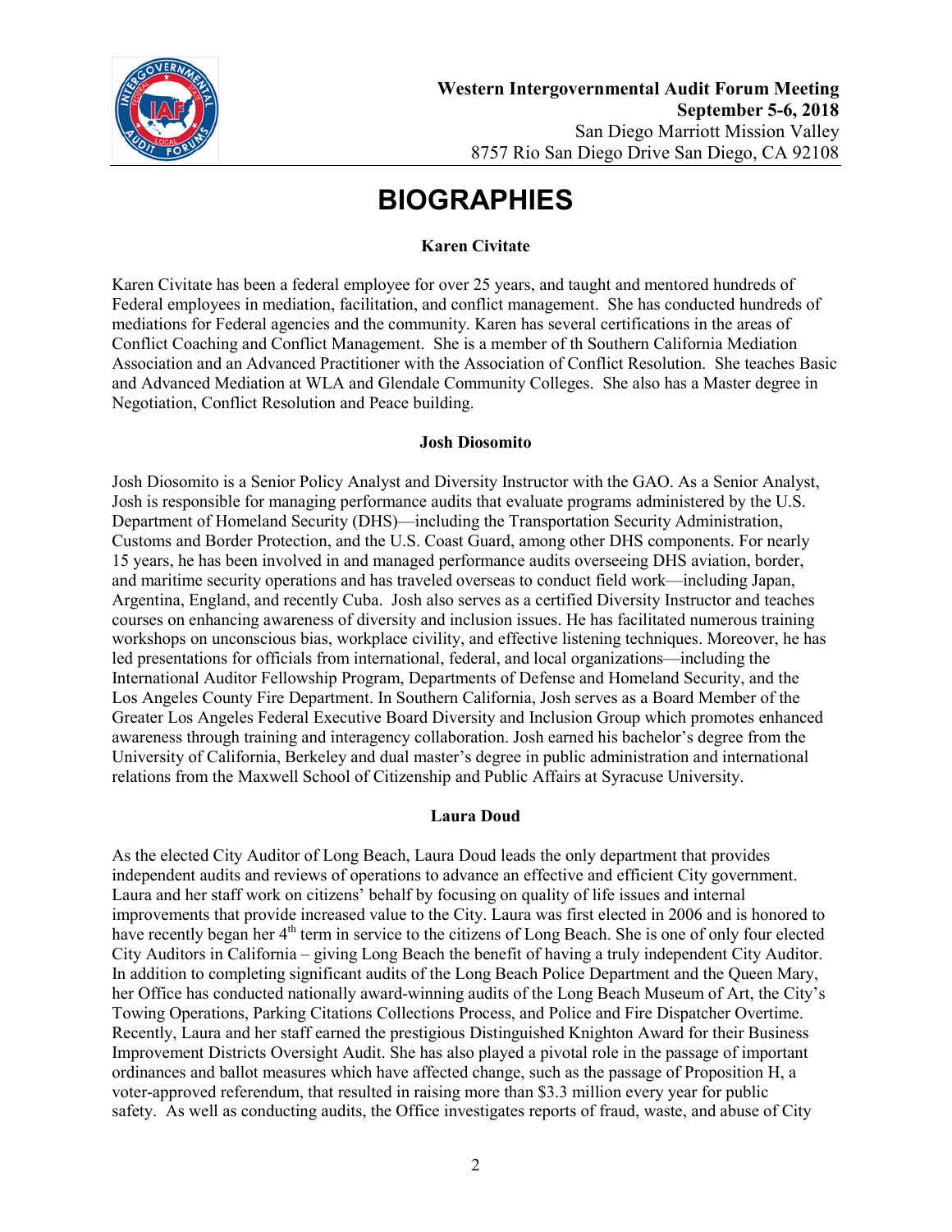# BIOGRAPHIES

### Karen Civitate

Karen Civitate has been a federal employee for over 25 years, and taught and mentored hundreds of Federal employees in mediation, facilitation, and conflict management. She has conducted hundreds of mediations for Federal agencies and the community. Karen has several certifications in the areas of Conflict Coaching and Conflict Management. She is a member of th Southern California Mediation Association and an Advanced Practitioner with the Association of Conflict Resolution. She teaches Basic and Advanced Mediation at WLA and Glendale Community Colleges. She also has a Master degree in Negotiation, Conflict Resolution and Peace building.

### Josh Diosomito

Josh Diosomito is a Senior Policy Analyst and Diversity Instructor with the GAO. As a Senior Analyst, Josh is responsible for managing performance audits that evaluate programs administered by the U.S. Department of Homeland Security (DHS)—including the Transportation Security Administration, Customs and Border Protection, and the U.S. Coast Guard, among other DHS components. For nearly 15 years, he has been involved in and managed performance audits overseeing DHS aviation, border, and maritime security operations and has traveled overseas to conduct field work—including Japan, Argentina, England, and recently Cuba. Josh also serves as a certified Diversity Instructor and teaches courses on enhancing awareness of diversity and inclusion issues. He has facilitated numerous training workshops on unconscious bias, workplace civility, and effective listening techniques. Moreover, he has led presentations for officials from international, federal, and local organizations—including the International Auditor Fellowship Program, Departments of Defense and Homeland Security, and the Los Angeles County Fire Department. In Southern California, Josh serves as a Board Member of the Greater Los Angeles Federal Executive Board Diversity and Inclusion Group which promotes enhanced awareness through training and interagency collaboration. Josh earned his bachelor's degree from the University of California, Berkeley and dual master's degree in public administration and international relations from the Maxwell School of Citizenship and Public Affairs at Syracuse University.

### Laura Doud

As the elected City Auditor of Long Beach, Laura Doud leads the only department that provides independent audits and reviews of operations to advance an effective and efficient City government. Laura and her staff work on citizens' behalf by focusing on quality of life issues and internal improvements that provide increased value to the City. Laura was first elected in 2006 and is honored to have recently began her 4th term in service to the citizens of Long Beach. She is one of only four elected City Auditors in California – giving Long Beach the benefit of having a truly independent City Auditor. In addition to completing significant audits of the Long Beach Police Department and the Queen Mary, her Office has conducted nationally award-winning audits of the Long Beach Museum of Art, the City's Towing Operations, Parking Citations Collections Process, and Police and Fire Dispatcher Overtime. Recently, Laura and her staff earned the prestigious Distinguished Knighton Award for their Business Improvement Districts Oversight Audit. She has also played a pivotal role in the passage of important ordinances and ballot measures which have affected change, such as the passage of Proposition H, a voter-approved referendum, that resulted in raising more than \$3.3 million every year for public safety. As well as conducting audits, the Office investigates reports of fraud, waste, and abuse of City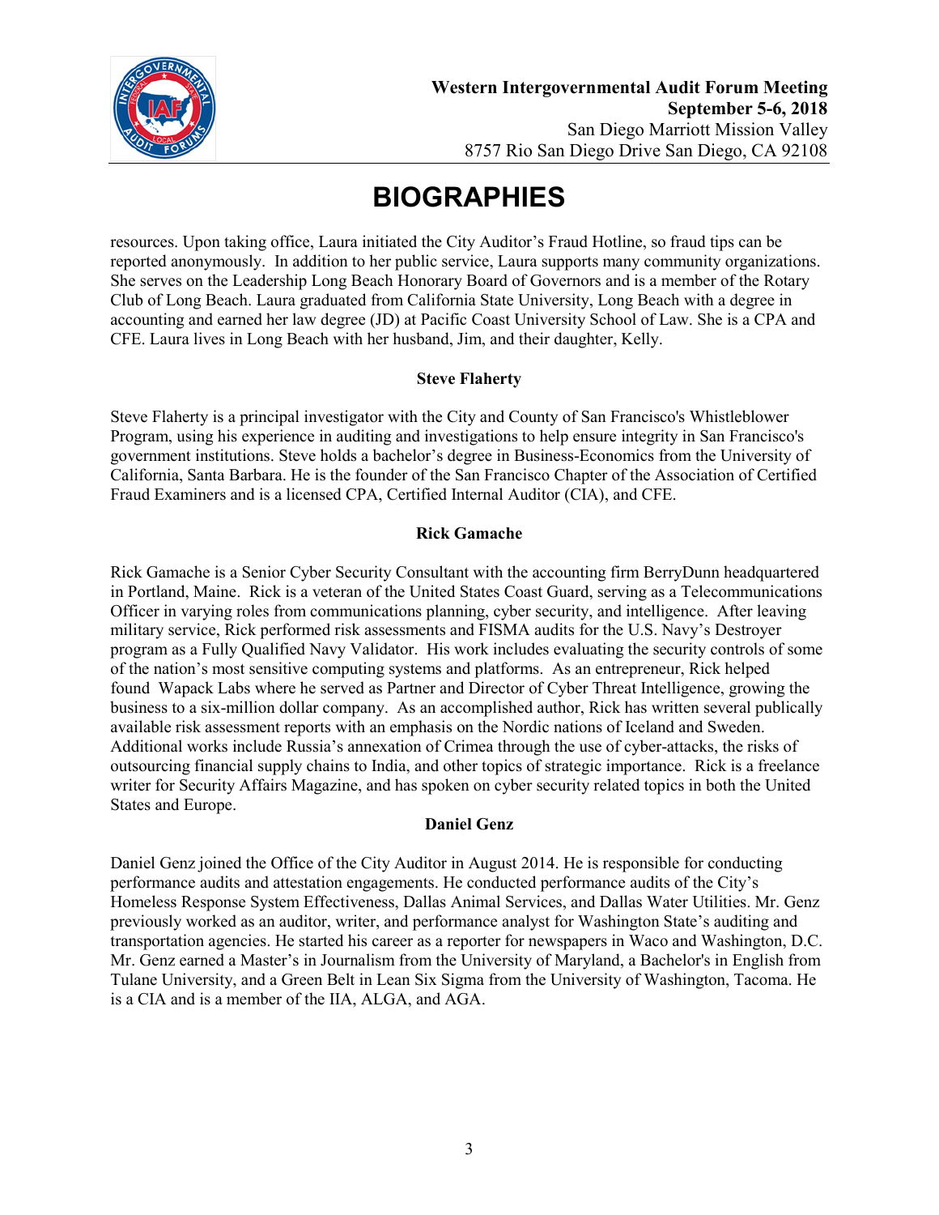# BIOGRAPHIES

resources. Upon taking office, Laura initiated the City Auditor's Fraud Hotline, so fraud tips can be reported anonymously. In addition to her public service, Laura supports many community organizations. She serves on the Leadership Long Beach Honorary Board of Governors and is a member of the Rotary Club of Long Beach. Laura graduated from California State University, Long Beach with a degree in accounting and earned her law degree (JD) at Pacific Coast University School of Law. She is a CPA and CFE. Laura lives in Long Beach with her husband, Jim, and their daughter, Kelly.

**Steve Flaherty**

Steve Flaherty is a principal investigator with the City and County of San Francisco's Whistleblower Program, using his experience in auditing and investigations to help ensure integrity in San Francisco's government institutions. Steve holds a bachelor's degree in Business-Economics from the University of California, Santa Barbara. He is the founder of the San Francisco Chapter of the Association of Certified Fraud Examiners and is a licensed CPA, Certified Internal Auditor (CIA), and CFE.

**Rick Gamache**

Rick Gamache is a Senior Cyber Security Consultant with the accounting firm BerryDunn headquartered in Portland, Maine. Rick is a veteran of the United States Coast Guard, serving as a Telecommunications Officer in varying roles from communications planning, cyber security, and intelligence. After leaving military service, Rick performed risk assessments and FISMA audits for the U.S. Navy's Destroyer program as a Fully Qualified Navy Validator. His work includes evaluating the security controls of some of the nation's most sensitive computing systems and platforms. As an entrepreneur, Rick helped found Wapack Labs where he served as Partner and Director of Cyber Threat Intelligence, growing the business to a six-million dollar company. As an accomplished author, Rick has written several publically available risk assessment reports with an emphasis on the Nordic nations of Iceland and Sweden. Additional works include Russia's annexation of Crimea through the use of cyber-attacks, the risks of outsourcing financial supply chains to India, and other topics of strategic importance. Rick is a freelance writer for Security Affairs Magazine, and has spoken on cyber security related topics in both the United States and Europe.

**Daniel Genz**

Daniel Genz joined the Office of the City Auditor in August 2014. He is responsible for conducting performance audits and attestation engagements. He conducted performance audits of the City's Homeless Response System Effectiveness, Dallas Animal Services, and Dallas Water Utilities. Mr. Genz previously worked as an auditor, writer, and performance analyst for Washington State's auditing and transportation agencies. He started his career as a reporter for newspapers in Waco and Washington, D.C. Mr. Genz earned a Master's in Journalism from the University of Maryland, a Bachelor's in English from Tulane University, and a Green Belt in Lean Six Sigma from the University of Washington, Tacoma. He is a CIA and is a member of the IIA, ALGA, and AGA.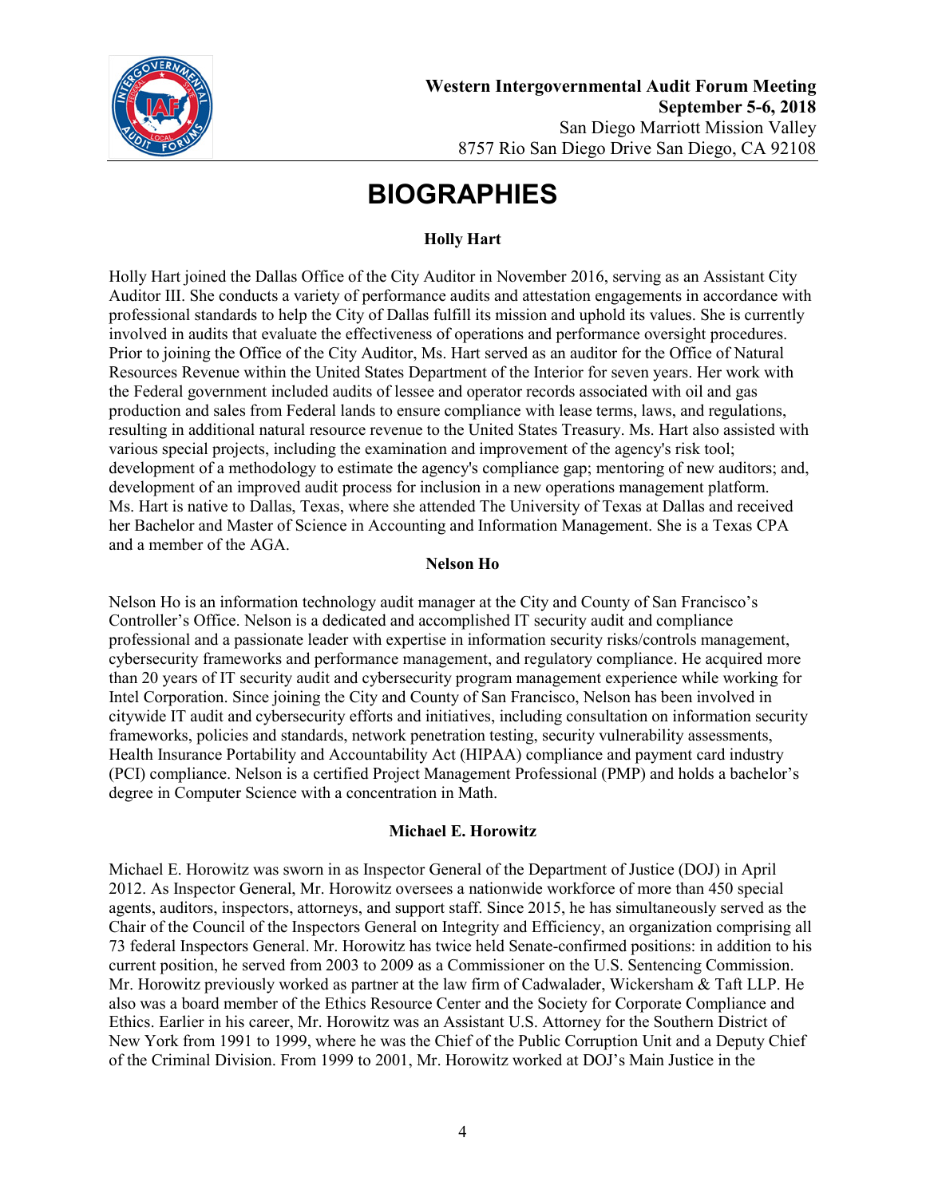# BIOGRAPHIES

### Holly Hart

Holly Hart joined the Dallas Office of the City Auditor in November 2016, serving as an Assistant City Auditor III. She conducts a variety of performance audits and attestation engagements in accordance with professional standards to help the City of Dallas fulfill its mission and uphold its values. She is currently involved in audits that evaluate the effectiveness of operations and performance oversight procedures. Prior to joining the Office of the City Auditor, Ms. Hart served as an auditor for the Office of Natural Resources Revenue within the United States Department of the Interior for seven years. Her work with the Federal government included audits of lessee and operator records associated with oil and gas production and sales from Federal lands to ensure compliance with lease terms, laws, and regulations, resulting in additional natural resource revenue to the United States Treasury. Ms. Hart also assisted with various special projects, including the examination and improvement of the agency's risk tool; development of a methodology to estimate the agency's compliance gap; mentoring of new auditors; and, development of an improved audit process for inclusion in a new operations management platform. Ms. Hart is native to Dallas, Texas, where she attended The University of Texas at Dallas and received her Bachelor and Master of Science in Accounting and Information Management. She is a Texas CPA and a member of the AGA.

### Nelson Ho

Nelson Ho is an information technology audit manager at the City and County of San Francisco's Controller's Office. Nelson is a dedicated and accomplished IT security audit and compliance professional and a passionate leader with expertise in information security risks/controls management, cybersecurity frameworks and performance management, and regulatory compliance. He acquired more than 20 years of IT security audit and cybersecurity program management experience while working for Intel Corporation. Since joining the City and County of San Francisco, Nelson has been involved in citywide IT audit and cybersecurity efforts and initiatives, including consultation on information security frameworks, policies and standards, network penetration testing, security vulnerability assessments, Health Insurance Portability and Accountability Act (HIPAA) compliance and payment card industry (PCI) compliance. Nelson is a certified Project Management Professional (PMP) and holds a bachelor's degree in Computer Science with a concentration in Math.

### Michael E. Horowitz

Michael E. Horowitz was sworn in as Inspector General of the Department of Justice (DOJ) in April 2012. As Inspector General, Mr. Horowitz oversees a nationwide workforce of more than 450 special agents, auditors, inspectors, attorneys, and support staff. Since 2015, he has simultaneously served as the Chair of the Council of the Inspectors General on Integrity and Efficiency, an organization comprising all 73 federal Inspectors General. Mr. Horowitz has twice held Senate-confirmed positions: in addition to his current position, he served from 2003 to 2009 as a Commissioner on the U.S. Sentencing Commission. Mr. Horowitz previously worked as partner at the law firm of Cadwalader, Wickersham & Taft LLP. He also was a board member of the Ethics Resource Center and the Society for Corporate Compliance and Ethics. Earlier in his career, Mr. Horowitz was an Assistant U.S. Attorney for the Southern District of New York from 1991 to 1999, where he was the Chief of the Public Corruption Unit and a Deputy Chief of the Criminal Division. From 1999 to 2001, Mr. Horowitz worked at DOJ's Main Justice in the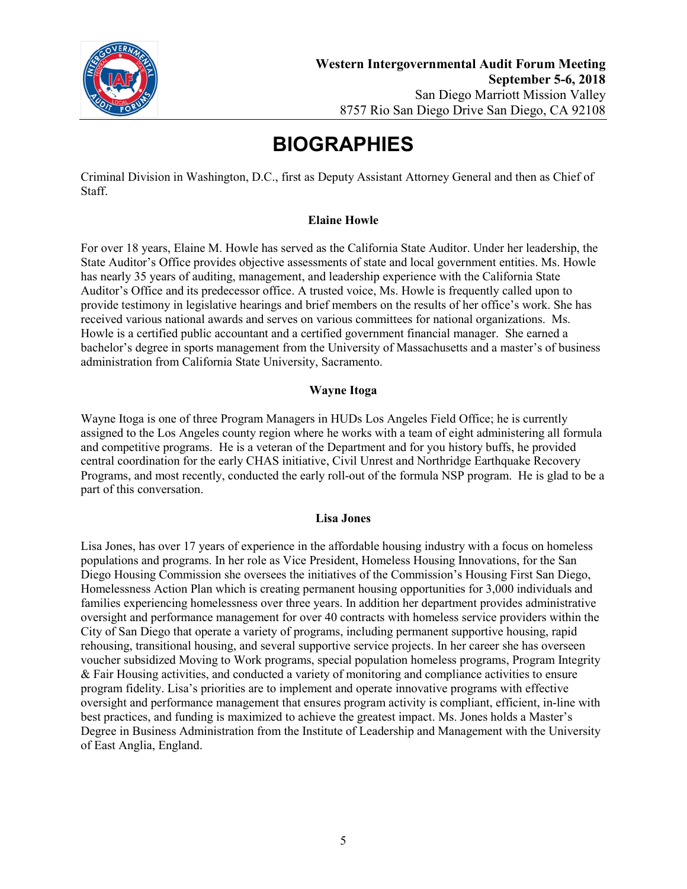# BIOGRAPHIES

Criminal Division in Washington, D.C., first as Deputy Assistant Attorney General and then as Chief of Staff.

**Elaine Howle**

For over 18 years, Elaine M. Howle has served as the California State Auditor. Under her leadership, the State Auditor's Office provides objective assessments of state and local government entities. Ms. Howle has nearly 35 years of auditing, management, and leadership experience with the California State Auditor's Office and its predecessor office. A trusted voice, Ms. Howle is frequently called upon to provide testimony in legislative hearings and brief members on the results of her office's work. She has received various national awards and serves on various committees for national organizations. Ms. Howle is a certified public accountant and a certified government financial manager. She earned a bachelor's degree in sports management from the University of Massachusetts and a master's of business administration from California State University, Sacramento.

**Wayne Itoga**

Wayne Itoga is one of three Program Managers in HUDs Los Angeles Field Office; he is currently assigned to the Los Angeles county region where he works with a team of eight administering all formula and competitive programs. He is a veteran of the Department and for you history buffs, he provided central coordination for the early CHAS initiative, Civil Unrest and Northridge Earthquake Recovery Programs, and most recently, conducted the early roll-out of the formula NSP program. He is glad to be a part of this conversation.

**Lisa Jones**

Lisa Jones, has over 17 years of experience in the affordable housing industry with a focus on homeless populations and programs. In her role as Vice President, Homeless Housing Innovations, for the San Diego Housing Commission she oversees the initiatives of the Commission's Housing First San Diego, Homelessness Action Plan which is creating permanent housing opportunities for 3,000 individuals and families experiencing homelessness over three years. In addition her department provides administrative oversight and performance management for over 40 contracts with homeless service providers within the City of San Diego that operate a variety of programs, including permanent supportive housing, rapid rehousing, transitional housing, and several supportive service projects. In her career she has overseen voucher subsidized Moving to Work programs, special population homeless programs, Program Integrity & Fair Housing activities, and conducted a variety of monitoring and compliance activities to ensure program fidelity. Lisa's priorities are to implement and operate innovative programs with effective oversight and performance management that ensures program activity is compliant, efficient, in-line with best practices, and funding is maximized to achieve the greatest impact. Ms. Jones holds a Master's Degree in Business Administration from the Institute of Leadership and Management with the University of East Anglia, England.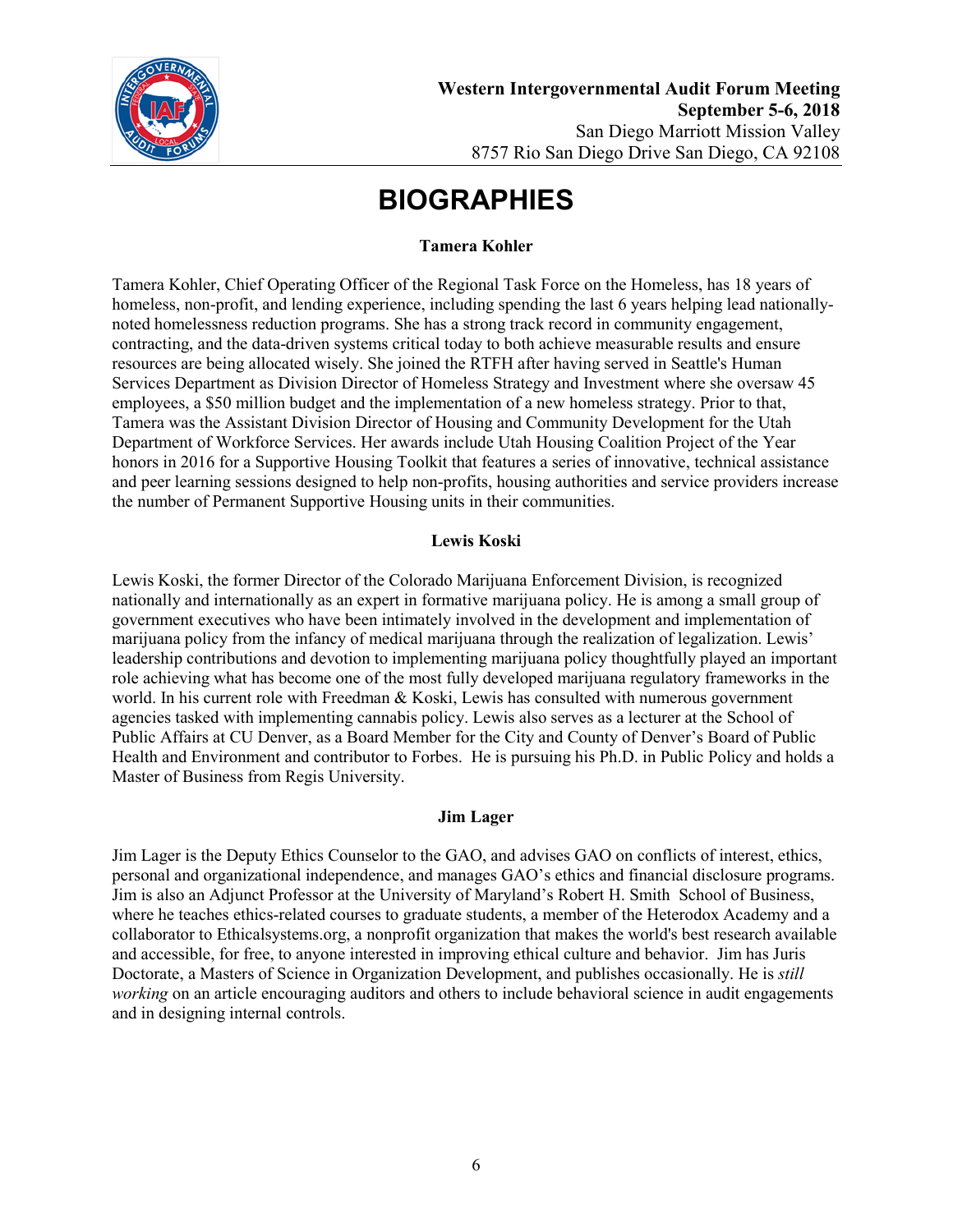# BIOGRAPHIES

### Tamera Kohler

Tamera Kohler, Chief Operating Officer of the Regional Task Force on the Homeless, has 18 years of homeless, non-profit, and lending experience, including spending the last 6 years helping lead nationally-noted homelessness reduction programs. She has a strong track record in community engagement, contracting, and the data-driven systems critical today to both achieve measurable results and ensure resources are being allocated wisely. She joined the RTFH after having served in Seattle's Human Services Department as Division Director of Homeless Strategy and Investment where she oversaw 45 employees, a $50 million budget and the implementation of a new homeless strategy. Prior to that, Tamera was the Assistant Division Director of Housing and Community Development for the Utah Department of Workforce Services. Her awards include Utah Housing Coalition Project of the Year honors in 2016 for a Supportive Housing Toolkit that features a series of innovative, technical assistance and peer learning sessions designed to help non-profits, housing authorities and service providers increase the number of Permanent Supportive Housing units in their communities.

### Lewis Koski

Lewis Koski, the former Director of the Colorado Marijuana Enforcement Division, is recognized nationally and internationally as an expert in formative marijuana policy. He is among a small group of government executives who have been intimately involved in the development and implementation of marijuana policy from the infancy of medical marijuana through the realization of legalization. Lewis' leadership contributions and devotion to implementing marijuana policy thoughtfully played an important role achieving what has become one of the most fully developed marijuana regulatory frameworks in the world. In his current role with Freedman & Koski, Lewis has consulted with numerous government agencies tasked with implementing cannabis policy. Lewis also serves as a lecturer at the School of Public Affairs at CU Denver, as a Board Member for the City and County of Denver's Board of Public Health and Environment and contributor to Forbes. He is pursuing his Ph.D. in Public Policy and holds a Master of Business from Regis University.

### Jim Lager

Jim Lager is the Deputy Ethics Counselor to the GAO, and advises GAO on conflicts of interest, ethics, personal and organizational independence, and manages GAO's ethics and financial disclosure programs. Jim is also an Adjunct Professor at the University of Maryland's Robert H. Smith School of Business, where he teaches ethics-related courses to graduate students, a member of the Heterodox Academy and a collaborator to Ethicalsystems.org, a nonprofit organization that makes the world's best research available and accessible, for free, to anyone interested in improving ethical culture and behavior. Jim has Juris Doctorate, a Masters of Science in Organization Development, and publishes occasionally. He is *still working* on an article encouraging auditors and others to include behavioral science in audit engagements and in designing internal controls.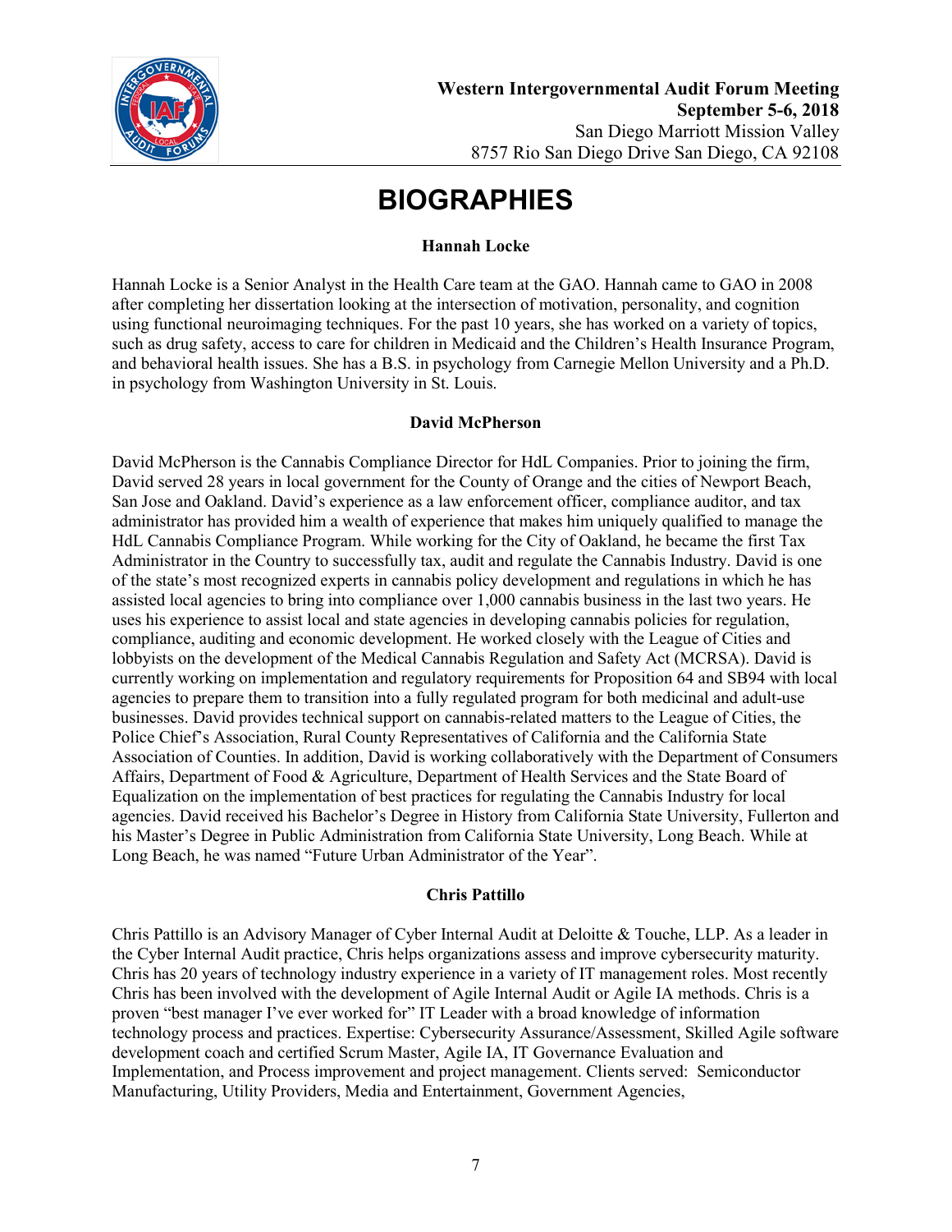# BIOGRAPHIES

### Hannah Locke

Hannah Locke is a Senior Analyst in the Health Care team at the GAO. Hannah came to GAO in 2008 after completing her dissertation looking at the intersection of motivation, personality, and cognition using functional neuroimaging techniques. For the past 10 years, she has worked on a variety of topics, such as drug safety, access to care for children in Medicaid and the Children's Health Insurance Program, and behavioral health issues. She has a B.S. in psychology from Carnegie Mellon University and a Ph.D. in psychology from Washington University in St. Louis.

### David McPherson

David McPherson is the Cannabis Compliance Director for HdL Companies. Prior to joining the firm, David served 28 years in local government for the County of Orange and the cities of Newport Beach, San Jose and Oakland. David's experience as a law enforcement officer, compliance auditor, and tax administrator has provided him a wealth of experience that makes him uniquely qualified to manage the HdL Cannabis Compliance Program. While working for the City of Oakland, he became the first Tax Administrator in the Country to successfully tax, audit and regulate the Cannabis Industry. David is one of the state's most recognized experts in cannabis policy development and regulations in which he has assisted local agencies to bring into compliance over 1,000 cannabis business in the last two years. He uses his experience to assist local and state agencies in developing cannabis policies for regulation, compliance, auditing and economic development. He worked closely with the League of Cities and lobbyists on the development of the Medical Cannabis Regulation and Safety Act (MCRSA). David is currently working on implementation and regulatory requirements for Proposition 64 and SB94 with local agencies to prepare them to transition into a fully regulated program for both medicinal and adult-use businesses. David provides technical support on cannabis-related matters to the League of Cities, the Police Chief's Association, Rural County Representatives of California and the California State Association of Counties. In addition, David is working collaboratively with the Department of Consumers Affairs, Department of Food & Agriculture, Department of Health Services and the State Board of Equalization on the implementation of best practices for regulating the Cannabis Industry for local agencies. David received his Bachelor's Degree in History from California State University, Fullerton and his Master's Degree in Public Administration from California State University, Long Beach. While at Long Beach, he was named "Future Urban Administrator of the Year".

### Chris Pattillo

Chris Pattillo is an Advisory Manager of Cyber Internal Audit at Deloitte & Touche, LLP. As a leader in the Cyber Internal Audit practice, Chris helps organizations assess and improve cybersecurity maturity. Chris has 20 years of technology industry experience in a variety of IT management roles. Most recently Chris has been involved with the development of Agile Internal Audit or Agile IA methods. Chris is a proven "best manager I've ever worked for" IT Leader with a broad knowledge of information technology process and practices. Expertise: Cybersecurity Assurance/Assessment, Skilled Agile software development coach and certified Scrum Master, Agile IA, IT Governance Evaluation and Implementation, and Process improvement and project management. Clients served: Semiconductor Manufacturing, Utility Providers, Media and Entertainment, Government Agencies,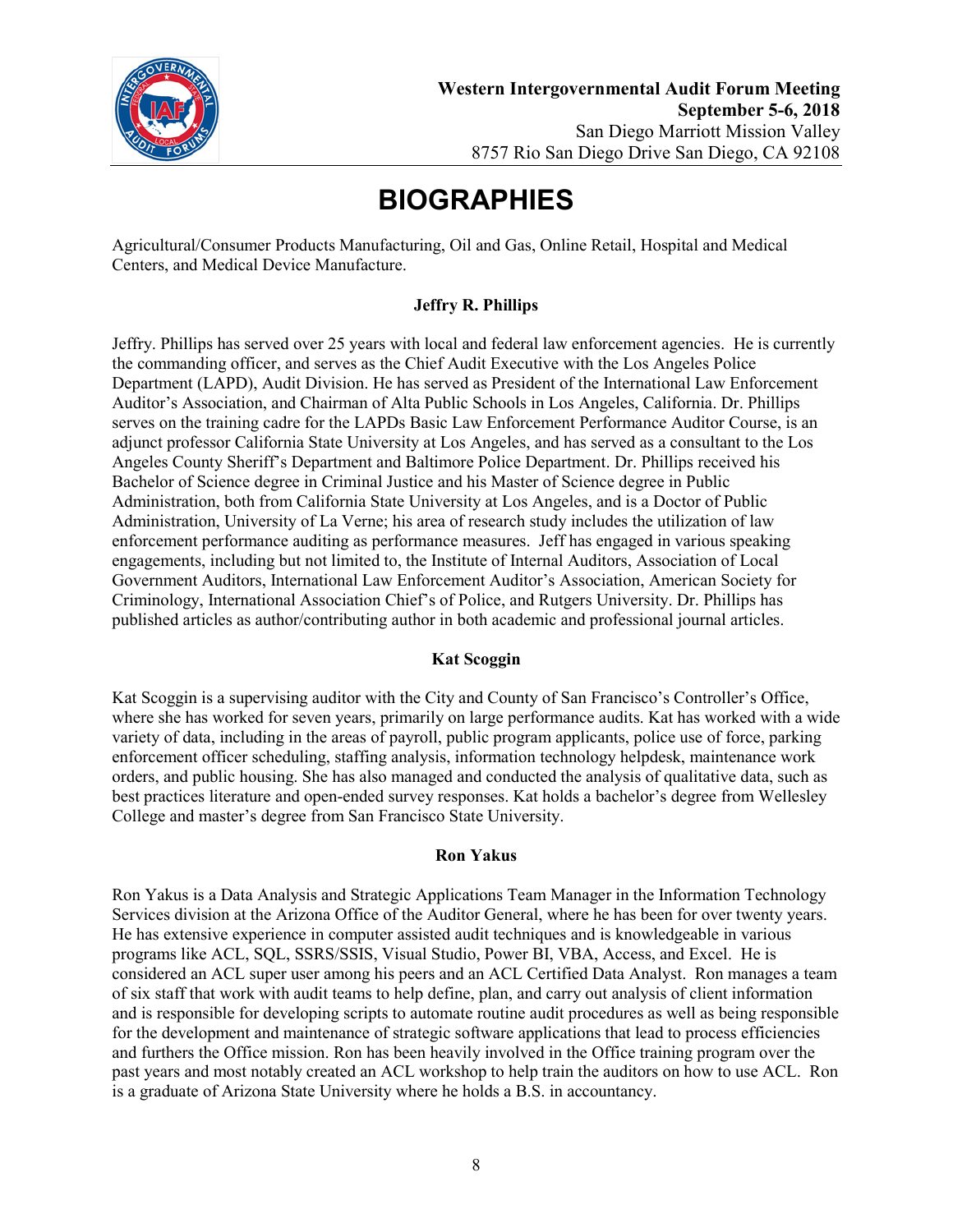# BIOGRAPHIES

Agricultural/Consumer Products Manufacturing, Oil and Gas, Online Retail, Hospital and Medical Centers, and Medical Device Manufacture.

### Jeffry R. Phillips

Jeffry. Phillips has served over 25 years with local and federal law enforcement agencies. He is currently the commanding officer, and serves as the Chief Audit Executive with the Los Angeles Police Department (LAPD), Audit Division. He has served as President of the International Law Enforcement Auditor's Association, and Chairman of Alta Public Schools in Los Angeles, California. Dr. Phillips serves on the training cadre for the LAPDs Basic Law Enforcement Performance Auditor Course, is an adjunct professor California State University at Los Angeles, and has served as a consultant to the Los Angeles County Sheriff's Department and Baltimore Police Department. Dr. Phillips received his Bachelor of Science degree in Criminal Justice and his Master of Science degree in Public Administration, both from California State University at Los Angeles, and is a Doctor of Public Administration, University of La Verne; his area of research study includes the utilization of law enforcement performance auditing as performance measures. Jeff has engaged in various speaking engagements, including but not limited to, the Institute of Internal Auditors, Association of Local Government Auditors, International Law Enforcement Auditor's Association, American Society for Criminology, International Association Chief's of Police, and Rutgers University. Dr. Phillips has published articles as author/contributing author in both academic and professional journal articles.

### Kat Scoggin

Kat Scoggin is a supervising auditor with the City and County of San Francisco's Controller's Office, where she has worked for seven years, primarily on large performance audits. Kat has worked with a wide variety of data, including in the areas of payroll, public program applicants, police use of force, parking enforcement officer scheduling, staffing analysis, information technology helpdesk, maintenance work orders, and public housing. She has also managed and conducted the analysis of qualitative data, such as best practices literature and open-ended survey responses. Kat holds a bachelor's degree from Wellesley College and master's degree from San Francisco State University.

### Ron Yakus

Ron Yakus is a Data Analysis and Strategic Applications Team Manager in the Information Technology Services division at the Arizona Office of the Auditor General, where he has been for over twenty years. He has extensive experience in computer assisted audit techniques and is knowledgeable in various programs like ACL, SQL, SSRS/SSIS, Visual Studio, Power BI, VBA, Access, and Excel. He is considered an ACL super user among his peers and an ACL Certified Data Analyst. Ron manages a team of six staff that work with audit teams to help define, plan, and carry out analysis of client information and is responsible for developing scripts to automate routine audit procedures as well as being responsible for the development and maintenance of strategic software applications that lead to process efficiencies and furthers the Office mission. Ron has been heavily involved in the Office training program over the past years and most notably created an ACL workshop to help train the auditors on how to use ACL. Ron is a graduate of Arizona State University where he holds a B.S. in accountancy.